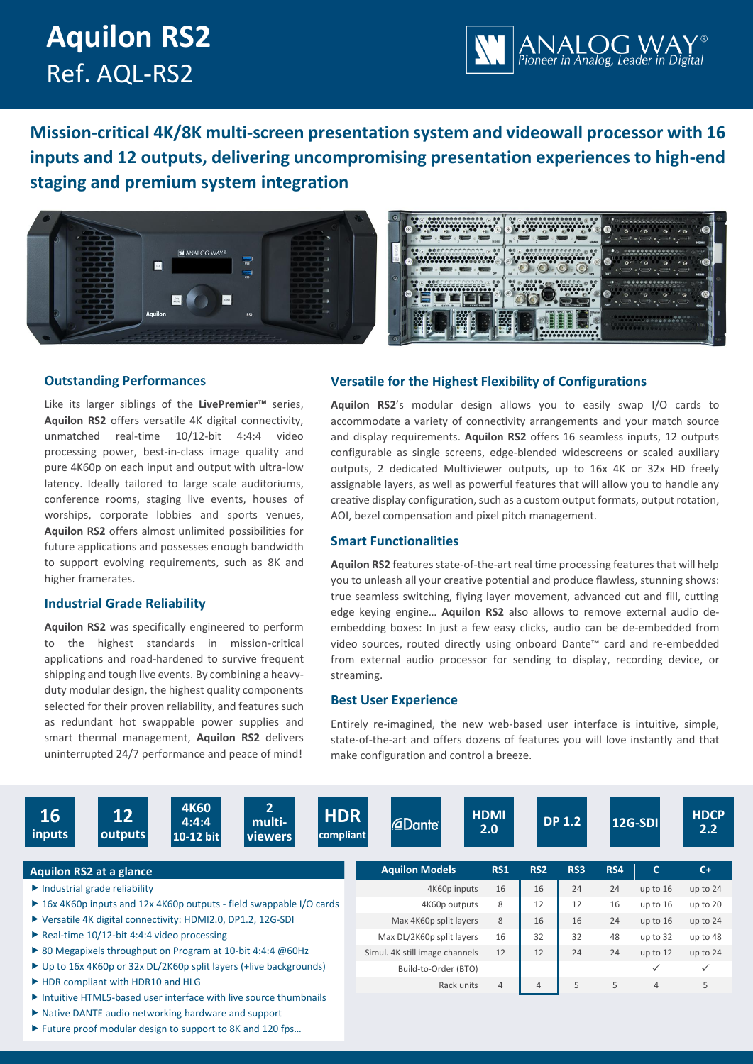# Aquilon RS2
Ref. AQL-RS2

ANALOG WAY® Pioneer in Analog, Leader in Digital

**Mission-critical 4K/8K multi-screen presentation system and videowall processor with 16 inputs and 12 outputs, delivering uncompromising presentation experiences to high-end staging and premium system integration**

### Outstanding Performances

Like its larger siblings of the **LivePremier™** series, **Aquilon RS2** offers versatile 4K digital connectivity, unmatched real-time 10/12-bit 4:4:4 video processing power, best-in-class image quality and pure 4K60p on each input and output with ultra-low latency. Ideally tailored to large scale auditoriums, conference rooms, staging live events, houses of worships, corporate lobbies and sports venues, **Aquilon RS2** offers almost unlimited possibilities for future applications and possesses enough bandwidth to support evolving requirements, such as 8K and higher framerates.

### Industrial Grade Reliability

**Aquilon RS2** was specifically engineered to perform to the highest standards in mission-critical applications and road-hardened to survive frequent shipping and tough live events. By combining a heavy-duty modular design, the highest quality components selected for their proven reliability, and features such as redundant hot swappable power supplies and smart thermal management, **Aquilon RS2** delivers uninterrupted 24/7 performance and peace of mind!

### Versatile for the Highest Flexibility of Configurations

**Aquilon RS2**'s modular design allows you to easily swap I/O cards to accommodate a variety of connectivity arrangements and your match source and display requirements. **Aquilon RS2** offers 16 seamless inputs, 12 outputs configurable as single screens, edge-blended widescreens or scaled auxiliary outputs, 2 dedicated Multiviewer outputs, up to 16x 4K or 32x HD freely assignable layers, as well as powerful features that will allow you to handle any creative display configuration, such as a custom output formats, output rotation, AOI, bezel compensation and pixel pitch management.

### Smart Functionalities

**Aquilon RS2** features state-of-the-art real time processing features that will help you to unleash all your creative potential and produce flawless, stunning shows: true seamless switching, flying layer movement, advanced cut and fill, cutting edge keying engine… **Aquilon RS2** also allows to remove external audio de-embedding boxes: In just a few easy clicks, audio can be de-embedded from video sources, routed directly using onboard Dante™ card and re-embedded from external audio processor for sending to display, recording device, or streaming.

### Best User Experience

Entirely re-imagined, the new web-based user interface is intuitive, simple, state-of-the-art and offers dozens of features you will love instantly and that make configuration and control a breeze.

**16 inputs** | **12 outputs** | **4K60 4:4:4 10-12 bit** | **2 multi-viewers** | **HDR compliant** | **Dante** | **HDMI 2.0** | **DP 1.2** | **12G-SDI** | **HDCP 2.2**

### Aquilon RS2 at a glance

- Industrial grade reliability
- 16x 4K60p inputs and 12x 4K60p outputs - field swappable I/O cards
- Versatile 4K digital connectivity: HDMI2.0, DP1.2, 12G-SDI
- Real-time 10/12-bit 4:4:4 video processing
- 80 Megapixels throughput on Program at 10-bit 4:4:4 @60Hz
- Up to 16x 4K60p or 32x DL/2K60p split layers (+live backgrounds)
- HDR compliant with HDR10 and HLG
- Intuitive HTML5-based user interface with live source thumbnails
- Native DANTE audio networking hardware and support
- Future proof modular design to support to 8K and 120 fps…

| Aquilon Models | RS1 | RS2 | RS3 | RS4 | C | C+ |
|---|---|---|---|---|---|---|
| 4K60p inputs | 16 | 16 | 24 | 24 | up to 16 | up to 24 |
| 4K60p outputs | 8 | 12 | 12 | 16 | up to 16 | up to 20 |
| Max 4K60p split layers | 8 | 16 | 16 | 24 | up to 16 | up to 24 |
| Max DL/2K60p split layers | 16 | 32 | 32 | 48 | up to 32 | up to 48 |
| Simul. 4K still image channels | 12 | 12 | 24 | 24 | up to 12 | up to 24 |
| Build-to-Order (BTO) | | | | | ✓ | ✓ |
| Rack units | 4 | 4 | 5 | 5 | 4 | 5 |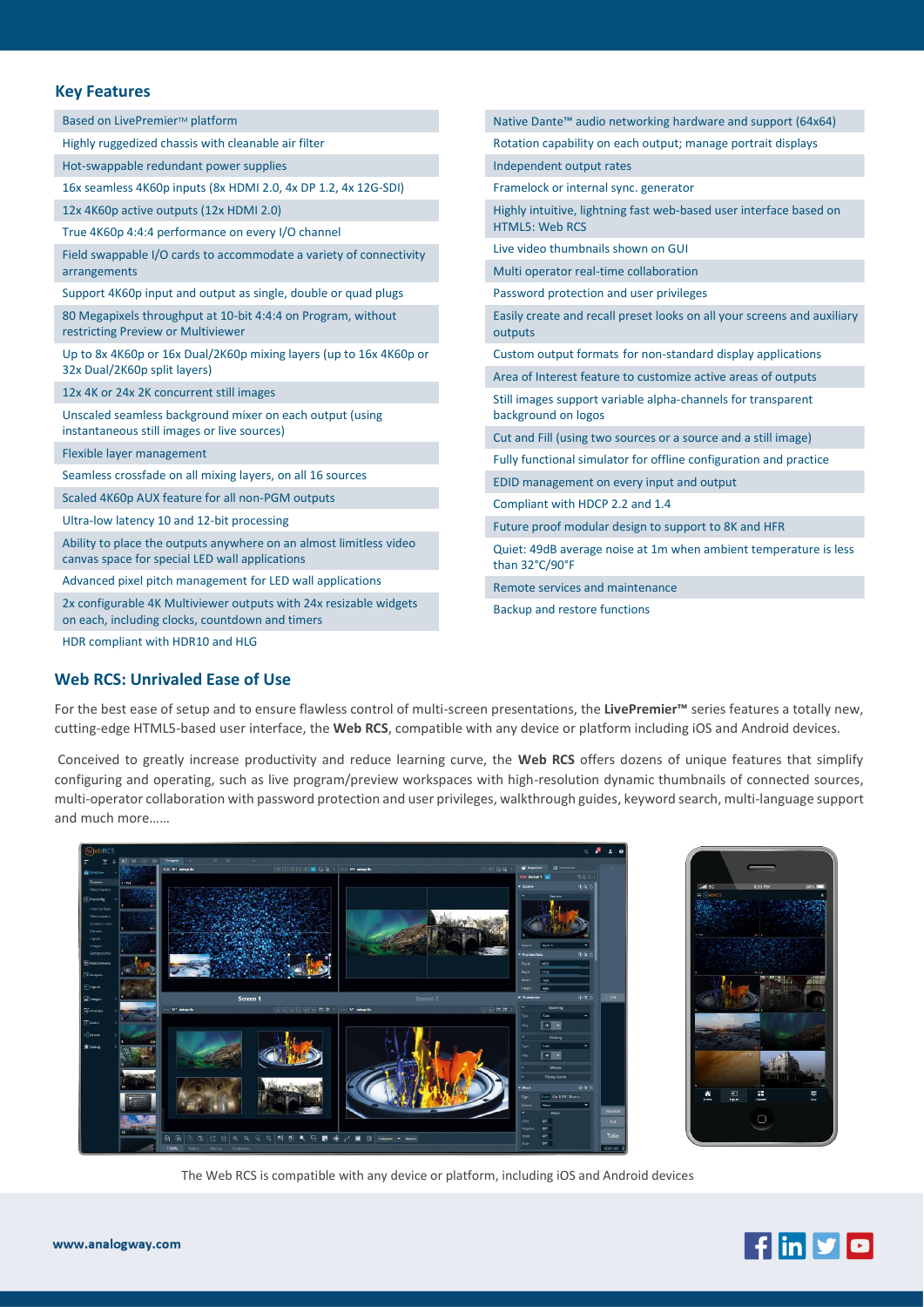## Key Features

- Based on LivePremier™ platform
- Highly ruggedized chassis with cleanable air filter
- Hot-swappable redundant power supplies
- 16x seamless 4K60p inputs (8x HDMI 2.0, 4x DP 1.2, 4x 12G-SDI)
- 12x 4K60p active outputs (12x HDMI 2.0)
- True 4K60p 4:4:4 performance on every I/O channel
- Field swappable I/O cards to accommodate a variety of connectivity arrangements
- Support 4K60p input and output as single, double or quad plugs
- 80 Megapixels throughput at 10-bit 4:4:4 on Program, without restricting Preview or Multiviewer
- Up to 8x 4K60p or 16x Dual/2K60p mixing layers (up to 16x 4K60p or 32x Dual/2K60p split layers)
- 12x 4K or 24x 2K concurrent still images
- Unscaled seamless background mixer on each output (using instantaneous still images or live sources)
- Flexible layer management
- Seamless crossfade on all mixing layers, on all 16 sources
- Scaled 4K60p AUX feature for all non-PGM outputs
- Ultra-low latency 10 and 12-bit processing
- Ability to place the outputs anywhere on an almost limitless video canvas space for special LED wall applications
- Advanced pixel pitch management for LED wall applications
- 2x configurable 4K Multiviewer outputs with 24x resizable widgets on each, including clocks, countdown and timers
- HDR compliant with HDR10 and HLG
- Native Dante™ audio networking hardware and support (64x64)
- Rotation capability on each output; manage portrait displays
- Independent output rates
- Framelock or internal sync. generator
- Highly intuitive, lightning fast web-based user interface based on HTML5: Web RCS
- Live video thumbnails shown on GUI
- Multi operator real-time collaboration
- Password protection and user privileges
- Easily create and recall preset looks on all your screens and auxiliary outputs
- Custom output formats for non-standard display applications
- Area of Interest feature to customize active areas of outputs
- Still images support variable alpha-channels for transparent background on logos
- Cut and Fill (using two sources or a source and a still image)
- Fully functional simulator for offline configuration and practice
- EDID management on every input and output
- Compliant with HDCP 2.2 and 1.4
- Future proof modular design to support to 8K and HFR
- Quiet: 49dB average noise at 1m when ambient temperature is less than 32°C/90°F
- Remote services and maintenance
- Backup and restore functions

## Web RCS: Unrivaled Ease of Use

For the best ease of setup and to ensure flawless control of multi-screen presentations, the **LivePremier™** series features a totally new, cutting-edge HTML5-based user interface, the **Web RCS**, compatible with any device or platform including iOS and Android devices.

Conceived to greatly increase productivity and reduce learning curve, the **Web RCS** offers dozens of unique features that simplify configuring and operating, such as live program/preview workspaces with high-resolution dynamic thumbnails of connected sources, multi-operator collaboration with password protection and user privileges, walkthrough guides, keyword search, multi-language support and much more……

The Web RCS is compatible with any device or platform, including iOS and Android devices

www.analogway.com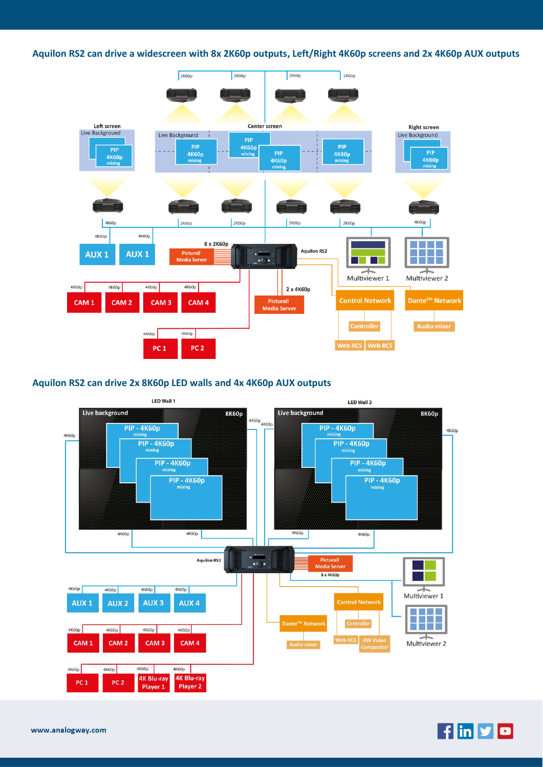## Aquilon RS2 can drive a widescreen with 8x 2K60p outputs, Left/Right 4K60p screens and 2x 4K60p AUX outputs

2K60p 2K60p 2K60p 2K60p

Left screen
Live Background
PIP 4K60p mixing

Center screen
Live Background
PIP 4K60p mixing
PIP 4K60p mixing
PIP 4K60p mixing
PIP 4K60p mixing

Right screen
Live Background
PIP 4K60p mixing

4K60p 2K60p 2K60p 2K60p 2K60p 4K60p

4K60p 4K60p

AUX 1 AUX 1

8 x 2K60p

Picturall Media Server

Aquilon RS2

Multiviewer 1 Multiviewer 2

2 x 4K60p

Picturall Media Server

Control Network

Dante™ Network

Controller

Audio mixer

Web RCS Web RCS

4K60p 4K60p 4K60p 4K60p

CAM 1 CAM 2 CAM 3 CAM 4

4K60p 4K60p

PC 1 PC 2

## Aquilon RS2 can drive 2x 8K60p LED walls and 4x 4K60p AUX outputs

LED Wall 1
Live background 8K60p
PIP - 4K60p mixing
PIP - 4K60p mixing
PIP - 4K60p mixing
PIP - 4K60p mixing

LED Wall 2
Live background 8K60p
PIP - 4K60p mixing
PIP - 4K60p mixing
PIP - 4K60p mixing
PIP - 4K60p mixing

4K60p 4K60p 4K60p 4K60p 4K60p 4K60p 4K60p 4K60p 4K60p 4K60p

Aquilon RS2

Picturall Media Server
8 x 4K60p

Multiviewer 1

Multiviewer 2

4K60p 4K60p 4K60p 4K60p

AUX 1 AUX 2 AUX 3 AUX 4

Control Network

Dante™ Network

Controller

Audio mixer

Web RCS AW Video Compositor

4K60p 4K60p 4K60p 4K60p

CAM 1 CAM 2 CAM 3 CAM 4

4K60p 4K60p 4K60p 4K60p

PC 1 PC 2 4K Blu-ray Player 1 4K Blu-ray Player 2

www.analogway.com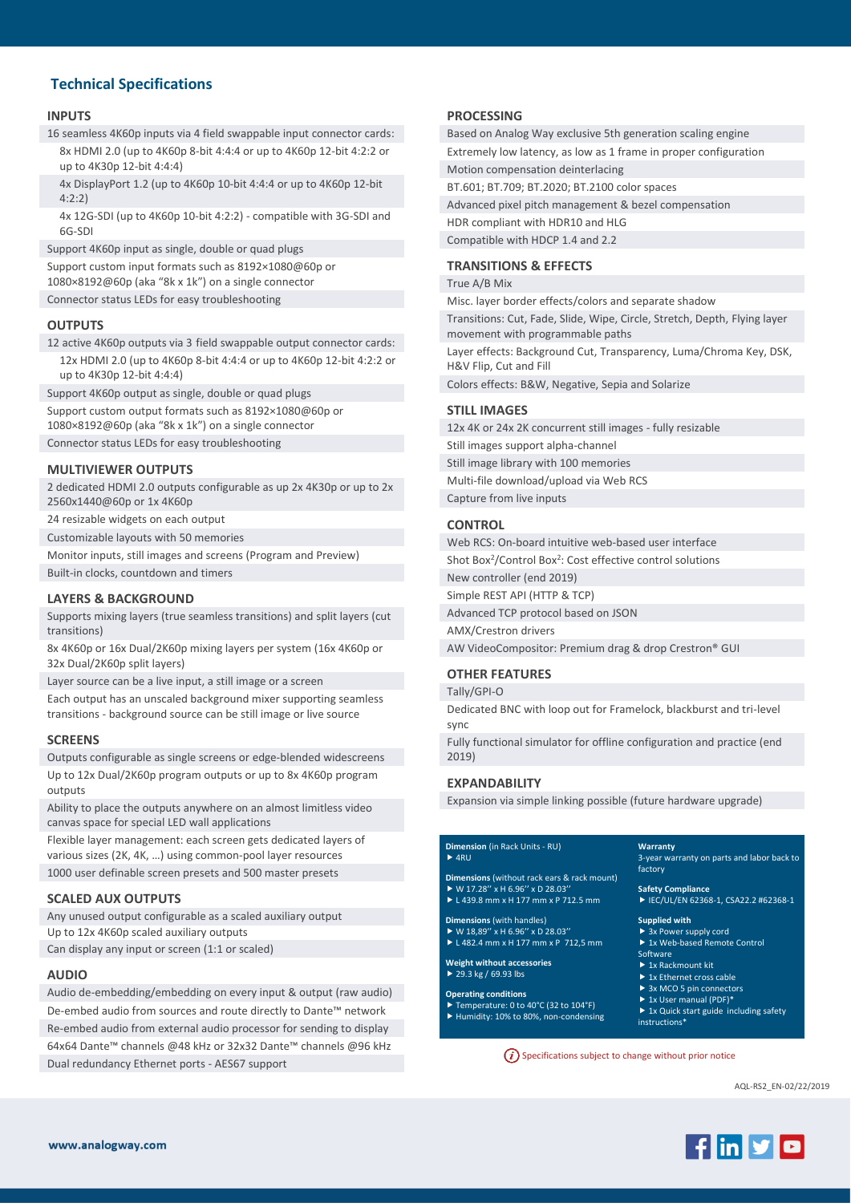## Technical Specifications

### INPUTS

16 seamless 4K60p inputs via 4 field swappable input connector cards:

- 8x HDMI 2.0 (up to 4K60p 8-bit 4:4:4 or up to 4K60p 12-bit 4:2:2 or up to 4K30p 12-bit 4:4:4)
- 4x DisplayPort 1.2 (up to 4K60p 10-bit 4:4:4 or up to 4K60p 12-bit 4:2:2)
- 4x 12G-SDI (up to 4K60p 10-bit 4:2:2) - compatible with 3G-SDI and 6G-SDI

Support 4K60p input as single, double or quad plugs

Support custom input formats such as 8192×1080@60p or 1080×8192@60p (aka "8k x 1k") on a single connector

Connector status LEDs for easy troubleshooting

### OUTPUTS

12 active 4K60p outputs via 3 field swappable output connector cards:

- 12x HDMI 2.0 (up to 4K60p 8-bit 4:4:4 or up to 4K60p 12-bit 4:2:2 or up to 4K30p 12-bit 4:4:4)

Support 4K60p output as single, double or quad plugs

Support custom output formats such as 8192×1080@60p or 1080×8192@60p (aka "8k x 1k") on a single connector

Connector status LEDs for easy troubleshooting

### MULTIVIEWER OUTPUTS

2 dedicated HDMI 2.0 outputs configurable as up 2x 4K30p or up to 2x 2560x1440@60p or 1x 4K60p

24 resizable widgets on each output

Customizable layouts with 50 memories

Monitor inputs, still images and screens (Program and Preview)

Built-in clocks, countdown and timers

### LAYERS & BACKGROUND

Supports mixing layers (true seamless transitions) and split layers (cut transitions)

8x 4K60p or 16x Dual/2K60p mixing layers per system (16x 4K60p or 32x Dual/2K60p split layers)

Layer source can be a live input, a still image or a screen

Each output has an unscaled background mixer supporting seamless transitions - background source can be still image or live source

### SCREENS

Outputs configurable as single screens or edge-blended widescreens

Up to 12x Dual/2K60p program outputs or up to 8x 4K60p program outputs

Ability to place the outputs anywhere on an almost limitless video canvas space for special LED wall applications

Flexible layer management: each screen gets dedicated layers of various sizes (2K, 4K, …) using common-pool layer resources

1000 user definable screen presets and 500 master presets

### SCALED AUX OUTPUTS

Any unused output configurable as a scaled auxiliary output

Up to 12x 4K60p scaled auxiliary outputs

Can display any input or screen (1:1 or scaled)

### AUDIO

Audio de-embedding/embedding on every input & output (raw audio)

De-embed audio from sources and route directly to Dante™ network

Re-embed audio from external audio processor for sending to display

64x64 Dante™ channels @48 kHz or 32x32 Dante™ channels @96 kHz

Dual redundancy Ethernet ports - AES67 support

### PROCESSING

Based on Analog Way exclusive 5th generation scaling engine

Extremely low latency, as low as 1 frame in proper configuration

Motion compensation deinterlacing

BT.601; BT.709; BT.2020; BT.2100 color spaces

Advanced pixel pitch management & bezel compensation

HDR compliant with HDR10 and HLG

Compatible with HDCP 1.4 and 2.2

### TRANSITIONS & EFFECTS

True A/B Mix

Misc. layer border effects/colors and separate shadow

Transitions: Cut, Fade, Slide, Wipe, Circle, Stretch, Depth, Flying layer movement with programmable paths

Layer effects: Background Cut, Transparency, Luma/Chroma Key, DSK, H&V Flip, Cut and Fill

Colors effects: B&W, Negative, Sepia and Solarize

### STILL IMAGES

12x 4K or 24x 2K concurrent still images - fully resizable

Still images support alpha-channel

Still image library with 100 memories

Multi-file download/upload via Web RCS

Capture from live inputs

### CONTROL

Web RCS: On-board intuitive web-based user interface

Shot Box²/Control Box²: Cost effective control solutions

New controller (end 2019)

Simple REST API (HTTP & TCP)

Advanced TCP protocol based on JSON

AMX/Crestron drivers

AW VideoCompositor: Premium drag & drop Crestron® GUI

### OTHER FEATURES

Tally/GPI-O

Dedicated BNC with loop out for Framelock, blackburst and tri-level sync

Fully functional simulator for offline configuration and practice (end 2019)

### EXPANDABILITY

Expansion via simple linking possible (future hardware upgrade)

**Dimension** (in Rack Units - RU)
- 4RU

**Dimensions** (without rack ears & rack mount)
- W 17.28'' x H 6.96'' x D 28.03''
- L 439.8 mm x H 177 mm x P 712.5 mm

**Dimensions** (with handles)
- W 18,89'' x H 6.96'' x D 28.03''
- L 482.4 mm x H 177 mm x P 712,5 mm

**Weight without accessories**
- 29.3 kg / 69.93 lbs

**Operating conditions**
- Temperature: 0 to 40°C (32 to 104°F)
- Humidity: 10% to 80%, non-condensing

**Warranty**

3-year warranty on parts and labor back to factory

**Safety Compliance**
- IEC/UL/EN 62368-1, CSA22.2 #62368-1

**Supplied with**
- 3x Power supply cord
- 1x Web-based Remote Control Software
- 1x Rackmount kit
- 1x Ethernet cross cable
- 3x MCO 5 pin connectors
- 1x User manual (PDF)*
- 1x Quick start guide including safety instructions*

Specifications subject to change without prior notice

AQL-RS2_EN-02/22/2019

www.analogway.com